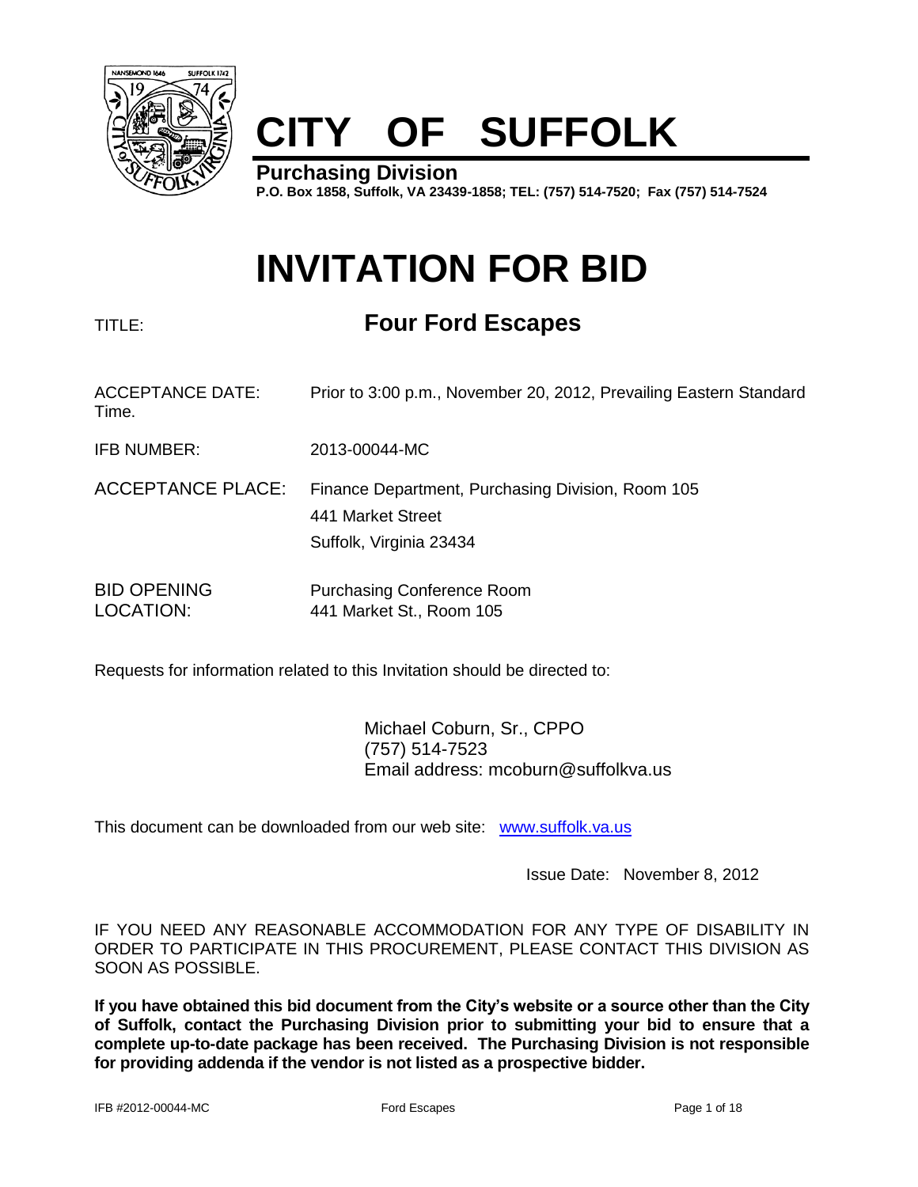# CITY OF SUFFOLK

**Purchasing Division**
**P.O. Box 1858, Suffolk, VA 23439-1858; TEL: (757) 514-7520; Fax (757) 514-7524**

# INVITATION FOR BID

TITLE: **Four Ford Escapes**

ACCEPTANCE DATE: Prior to 3:00 p.m., November 20, 2012, Prevailing Eastern Standard Time.

IFB NUMBER: 2013-00044-MC

ACCEPTANCE PLACE: Finance Department, Purchasing Division, Room 105
441 Market Street
Suffolk, Virginia 23434

BID OPENING LOCATION: Purchasing Conference Room
441 Market St., Room 105

Requests for information related to this Invitation should be directed to:

Michael Coburn, Sr., CPPO
(757) 514-7523
Email address: mcoburn@suffolkva.us

This document can be downloaded from our web site: www.suffolk.va.us

Issue Date: November 8, 2012

IF YOU NEED ANY REASONABLE ACCOMMODATION FOR ANY TYPE OF DISABILITY IN ORDER TO PARTICIPATE IN THIS PROCUREMENT, PLEASE CONTACT THIS DIVISION AS SOON AS POSSIBLE.

**If you have obtained this bid document from the City's website or a source other than the City of Suffolk, contact the Purchasing Division prior to submitting your bid to ensure that a complete up-to-date package has been received. The Purchasing Division is not responsible for providing addenda if the vendor is not listed as a prospective bidder.**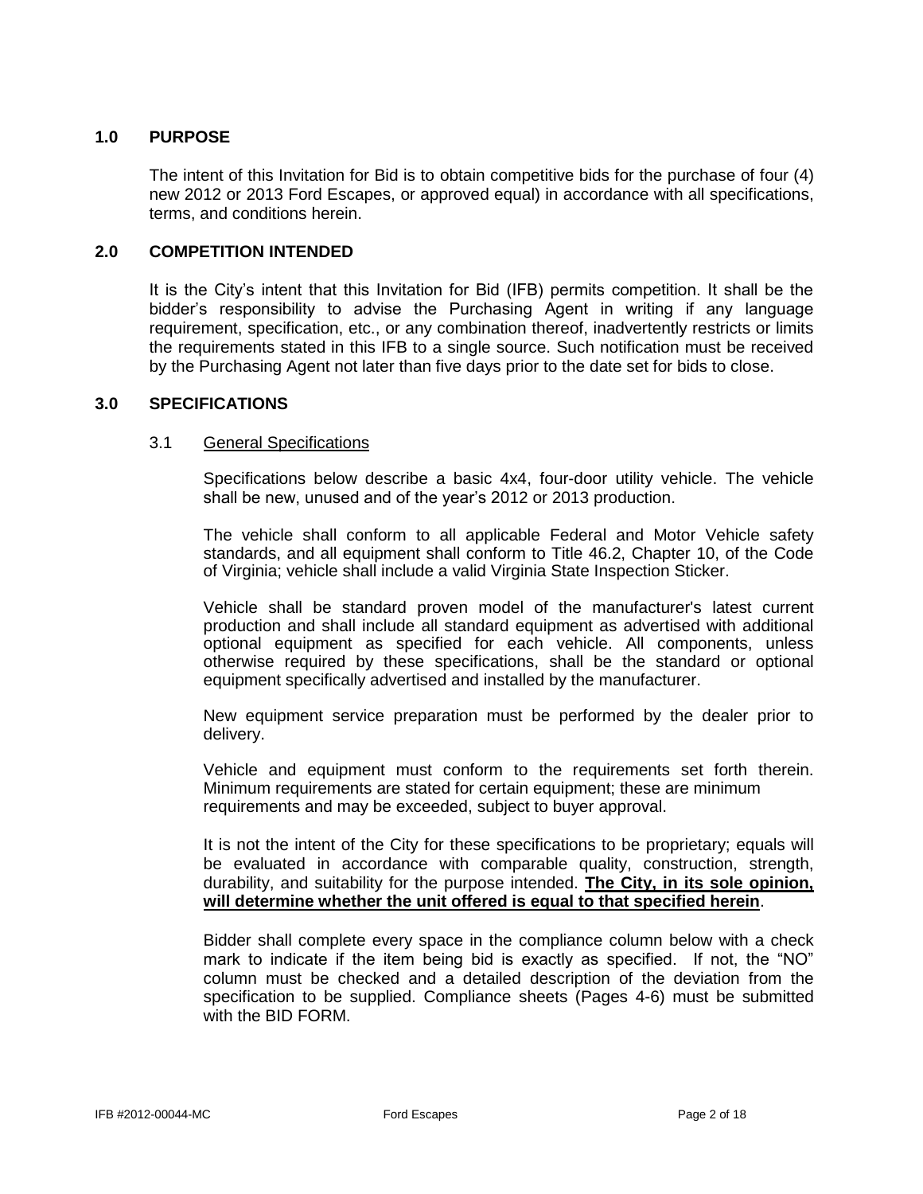## 1.0 PURPOSE

The intent of this Invitation for Bid is to obtain competitive bids for the purchase of four (4) new 2012 or 2013 Ford Escapes, or approved equal) in accordance with all specifications, terms, and conditions herein.

## 2.0 COMPETITION INTENDED

It is the City's intent that this Invitation for Bid (IFB) permits competition. It shall be the bidder's responsibility to advise the Purchasing Agent in writing if any language requirement, specification, etc., or any combination thereof, inadvertently restricts or limits the requirements stated in this IFB to a single source. Such notification must be received by the Purchasing Agent not later than five days prior to the date set for bids to close.

## 3.0 SPECIFICATIONS

### 3.1 General Specifications

Specifications below describe a basic 4x4, four-door utility vehicle. The vehicle shall be new, unused and of the year's 2012 or 2013 production.

The vehicle shall conform to all applicable Federal and Motor Vehicle safety standards, and all equipment shall conform to Title 46.2, Chapter 10, of the Code of Virginia; vehicle shall include a valid Virginia State Inspection Sticker.

Vehicle shall be standard proven model of the manufacturer's latest current production and shall include all standard equipment as advertised with additional optional equipment as specified for each vehicle. All components, unless otherwise required by these specifications, shall be the standard or optional equipment specifically advertised and installed by the manufacturer.

New equipment service preparation must be performed by the dealer prior to delivery.

Vehicle and equipment must conform to the requirements set forth therein. Minimum requirements are stated for certain equipment; these are minimum requirements and may be exceeded, subject to buyer approval.

It is not the intent of the City for these specifications to be proprietary; equals will be evaluated in accordance with comparable quality, construction, strength, durability, and suitability for the purpose intended. **The City, in its sole opinion, will determine whether the unit offered is equal to that specified herein**.

Bidder shall complete every space in the compliance column below with a check mark to indicate if the item being bid is exactly as specified. If not, the "NO" column must be checked and a detailed description of the deviation from the specification to be supplied. Compliance sheets (Pages 4-6) must be submitted with the BID FORM.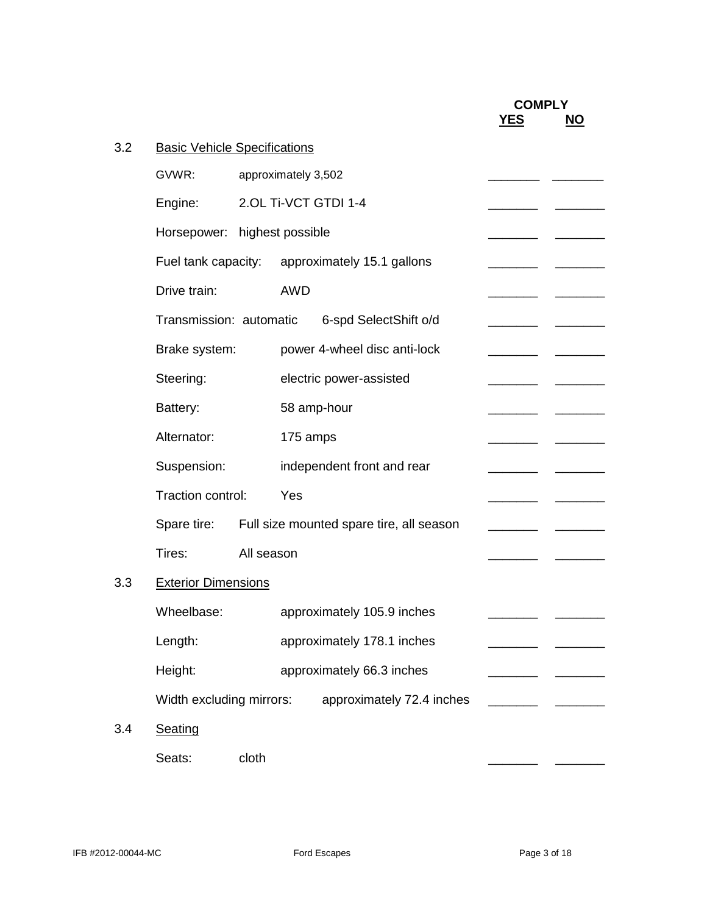| | | COMPLY YES | NO |
|---|---|---|---|
| **3.2** | **Basic Vehicle Specifications** | | |
| GVWR: | approximately 3,502 | _______ | _______ |
| Engine: | 2.OL Ti-VCT GTDI 1-4 | _______ | _______ |
| Horsepower: | highest possible | _______ | _______ |
| Fuel tank capacity: | approximately 15.1 gallons | _______ | _______ |
| Drive train: | AWD | _______ | _______ |
| Transmission: automatic | 6-spd SelectShift o/d | _______ | _______ |
| Brake system: | power 4-wheel disc anti-lock | _______ | _______ |
| Steering: | electric power-assisted | _______ | _______ |
| Battery: | 58 amp-hour | _______ | _______ |
| Alternator: | 175 amps | _______ | _______ |
| Suspension: | independent front and rear | _______ | _______ |
| Traction control: | Yes | _______ | _______ |
| Spare tire: | Full size mounted spare tire, all season | _______ | _______ |
| Tires: | All season | _______ | _______ |
| **3.3** | **Exterior Dimensions** | | |
| Wheelbase: | approximately 105.9 inches | _______ | _______ |
| Length: | approximately 178.1 inches | _______ | _______ |
| Height: | approximately 66.3 inches | _______ | _______ |
| Width excluding mirrors: | approximately 72.4 inches | _______ | _______ |
| **3.4** | **Seating** | | |
| Seats: | cloth | _______ | _______ |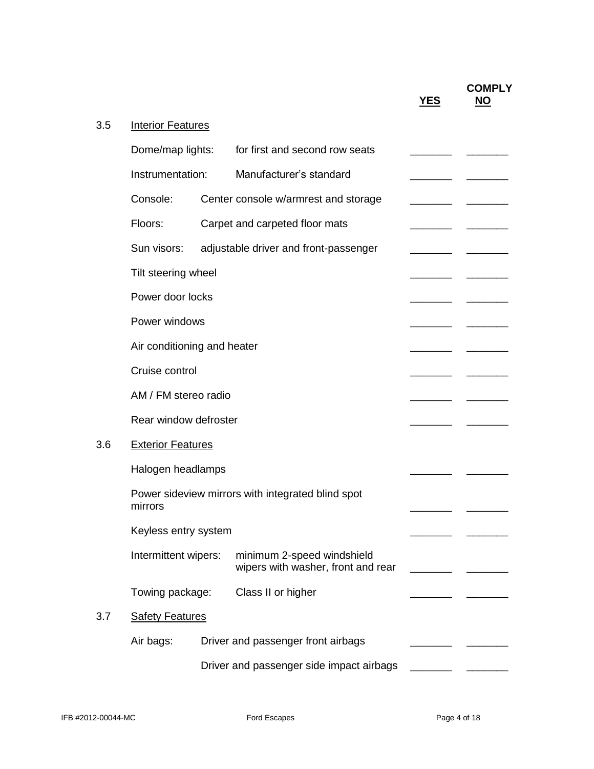| | | COMPLY YES | NO |
|---|---|---|---|
| **3.5** | <u>Interior Features</u> | | |
| | Dome/map lights: for first and second row seats | _______ | _______ |
| | Instrumentation: Manufacturer's standard | _______ | _______ |
| | Console: Center console w/armrest and storage | _______ | _______ |
| | Floors: Carpet and carpeted floor mats | _______ | _______ |
| | Sun visors: adjustable driver and front-passenger | _______ | _______ |
| | Tilt steering wheel | _______ | _______ |
| | Power door locks | _______ | _______ |
| | Power windows | _______ | _______ |
| | Air conditioning and heater | _______ | _______ |
| | Cruise control | _______ | _______ |
| | AM / FM stereo radio | _______ | _______ |
| | Rear window defroster | _______ | _______ |
| **3.6** | <u>Exterior Features</u> | | |
| | Halogen headlamps | _______ | _______ |
| | Power sideview mirrors with integrated blind spot mirrors | _______ | _______ |
| | Keyless entry system | _______ | _______ |
| | Intermittent wipers: minimum 2-speed windshield wipers with washer, front and rear | _______ | _______ |
| | Towing package: Class II or higher | _______ | _______ |
| **3.7** | <u>Safety Features</u> | | |
| | Air bags: Driver and passenger front airbags | _______ | _______ |
| | Driver and passenger side impact airbags | _______ | _______ |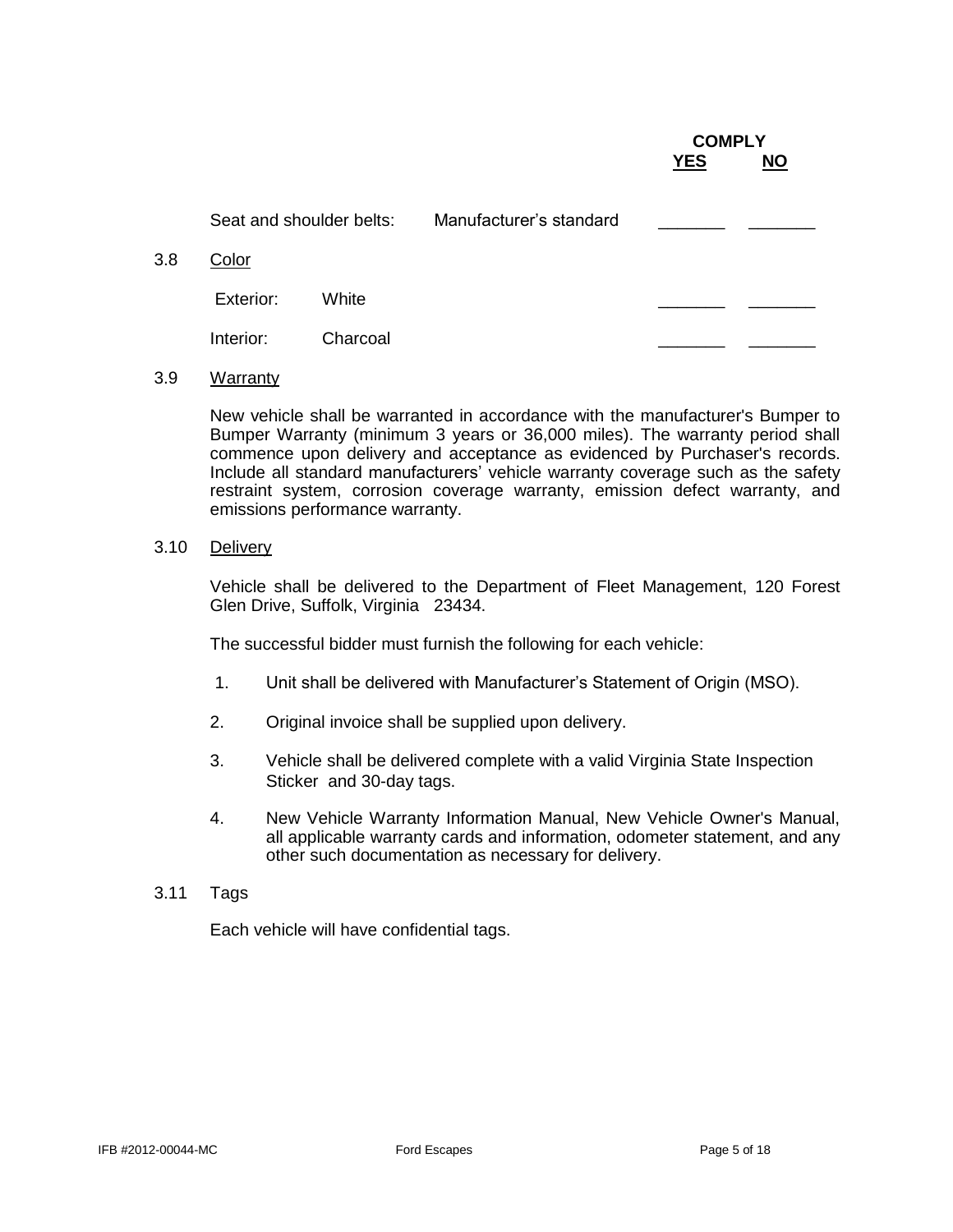| | | COMPLY YES | NO |
|---|---|---|---|
| Seat and shoulder belts: | Manufacturer's standard | _______ | _______ |

3.8 Color

| | | YES | NO |
|---|---|---|---|
| Exterior: | White | _______ | _______ |
| Interior: | Charcoal | _______ | _______ |

3.9 Warranty

New vehicle shall be warranted in accordance with the manufacturer's Bumper to Bumper Warranty (minimum 3 years or 36,000 miles). The warranty period shall commence upon delivery and acceptance as evidenced by Purchaser's records. Include all standard manufacturers' vehicle warranty coverage such as the safety restraint system, corrosion coverage warranty, emission defect warranty, and emissions performance warranty.

3.10 Delivery

Vehicle shall be delivered to the Department of Fleet Management, 120 Forest Glen Drive, Suffolk, Virginia 23434.

The successful bidder must furnish the following for each vehicle:

1. Unit shall be delivered with Manufacturer's Statement of Origin (MSO).
2. Original invoice shall be supplied upon delivery.
3. Vehicle shall be delivered complete with a valid Virginia State Inspection Sticker and 30-day tags.
4. New Vehicle Warranty Information Manual, New Vehicle Owner's Manual, all applicable warranty cards and information, odometer statement, and any other such documentation as necessary for delivery.

3.11 Tags

Each vehicle will have confidential tags.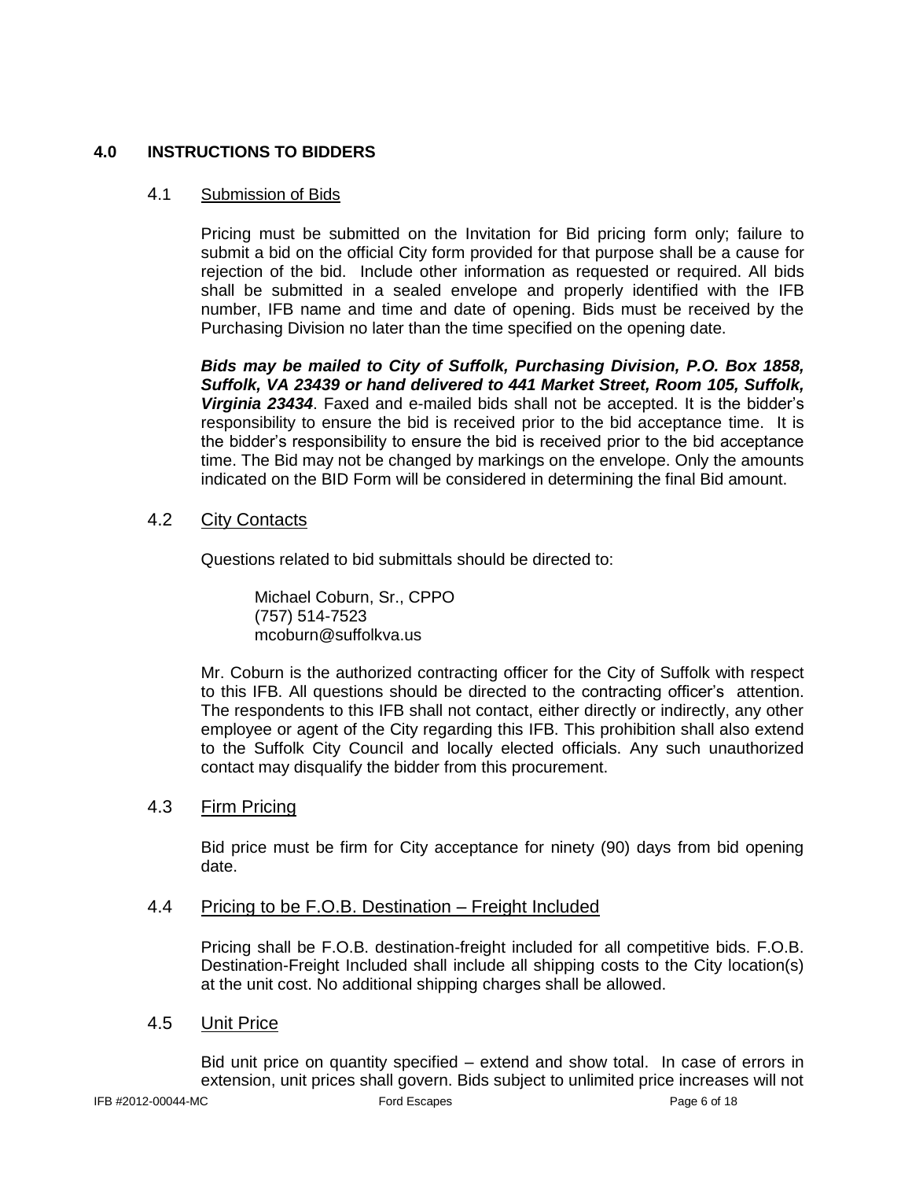## 4.0 INSTRUCTIONS TO BIDDERS

### 4.1 Submission of Bids

Pricing must be submitted on the Invitation for Bid pricing form only; failure to submit a bid on the official City form provided for that purpose shall be a cause for rejection of the bid. Include other information as requested or required. All bids shall be submitted in a sealed envelope and properly identified with the IFB number, IFB name and time and date of opening. Bids must be received by the Purchasing Division no later than the time specified on the opening date.

***Bids may be mailed to City of Suffolk, Purchasing Division, P.O. Box 1858, Suffolk, VA 23439 or hand delivered to 441 Market Street, Room 105, Suffolk, Virginia 23434***. Faxed and e-mailed bids shall not be accepted. It is the bidder's responsibility to ensure the bid is received prior to the bid acceptance time. It is the bidder's responsibility to ensure the bid is received prior to the bid acceptance time. The Bid may not be changed by markings on the envelope. Only the amounts indicated on the BID Form will be considered in determining the final Bid amount.

### 4.2 City Contacts

Questions related to bid submittals should be directed to:

Michael Coburn, Sr., CPPO
(757) 514-7523
mcoburn@suffolkva.us

Mr. Coburn is the authorized contracting officer for the City of Suffolk with respect to this IFB. All questions should be directed to the contracting officer's attention. The respondents to this IFB shall not contact, either directly or indirectly, any other employee or agent of the City regarding this IFB. This prohibition shall also extend to the Suffolk City Council and locally elected officials. Any such unauthorized contact may disqualify the bidder from this procurement.

### 4.3 Firm Pricing

Bid price must be firm for City acceptance for ninety (90) days from bid opening date.

### 4.4 Pricing to be F.O.B. Destination – Freight Included

Pricing shall be F.O.B. destination-freight included for all competitive bids. F.O.B. Destination-Freight Included shall include all shipping costs to the City location(s) at the unit cost. No additional shipping charges shall be allowed.

### 4.5 Unit Price

Bid unit price on quantity specified – extend and show total. In case of errors in extension, unit prices shall govern. Bids subject to unlimited price increases will not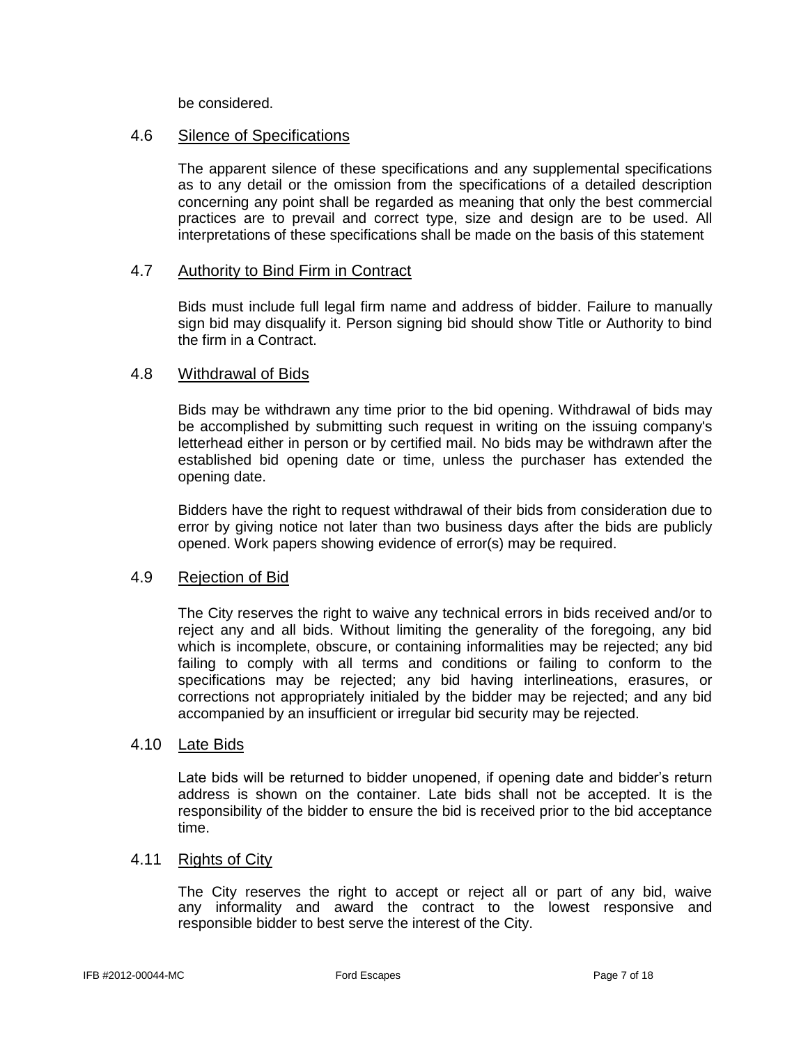be considered.

### 4.6 Silence of Specifications

The apparent silence of these specifications and any supplemental specifications as to any detail or the omission from the specifications of a detailed description concerning any point shall be regarded as meaning that only the best commercial practices are to prevail and correct type, size and design are to be used. All interpretations of these specifications shall be made on the basis of this statement

### 4.7 Authority to Bind Firm in Contract

Bids must include full legal firm name and address of bidder. Failure to manually sign bid may disqualify it. Person signing bid should show Title or Authority to bind the firm in a Contract.

### 4.8 Withdrawal of Bids

Bids may be withdrawn any time prior to the bid opening. Withdrawal of bids may be accomplished by submitting such request in writing on the issuing company's letterhead either in person or by certified mail. No bids may be withdrawn after the established bid opening date or time, unless the purchaser has extended the opening date.

Bidders have the right to request withdrawal of their bids from consideration due to error by giving notice not later than two business days after the bids are publicly opened. Work papers showing evidence of error(s) may be required.

### 4.9 Rejection of Bid

The City reserves the right to waive any technical errors in bids received and/or to reject any and all bids. Without limiting the generality of the foregoing, any bid which is incomplete, obscure, or containing informalities may be rejected; any bid failing to comply with all terms and conditions or failing to conform to the specifications may be rejected; any bid having interlineations, erasures, or corrections not appropriately initialed by the bidder may be rejected; and any bid accompanied by an insufficient or irregular bid security may be rejected.

### 4.10 Late Bids

Late bids will be returned to bidder unopened, if opening date and bidder's return address is shown on the container. Late bids shall not be accepted. It is the responsibility of the bidder to ensure the bid is received prior to the bid acceptance time.

### 4.11 Rights of City

The City reserves the right to accept or reject all or part of any bid, waive any informality and award the contract to the lowest responsive and responsible bidder to best serve the interest of the City.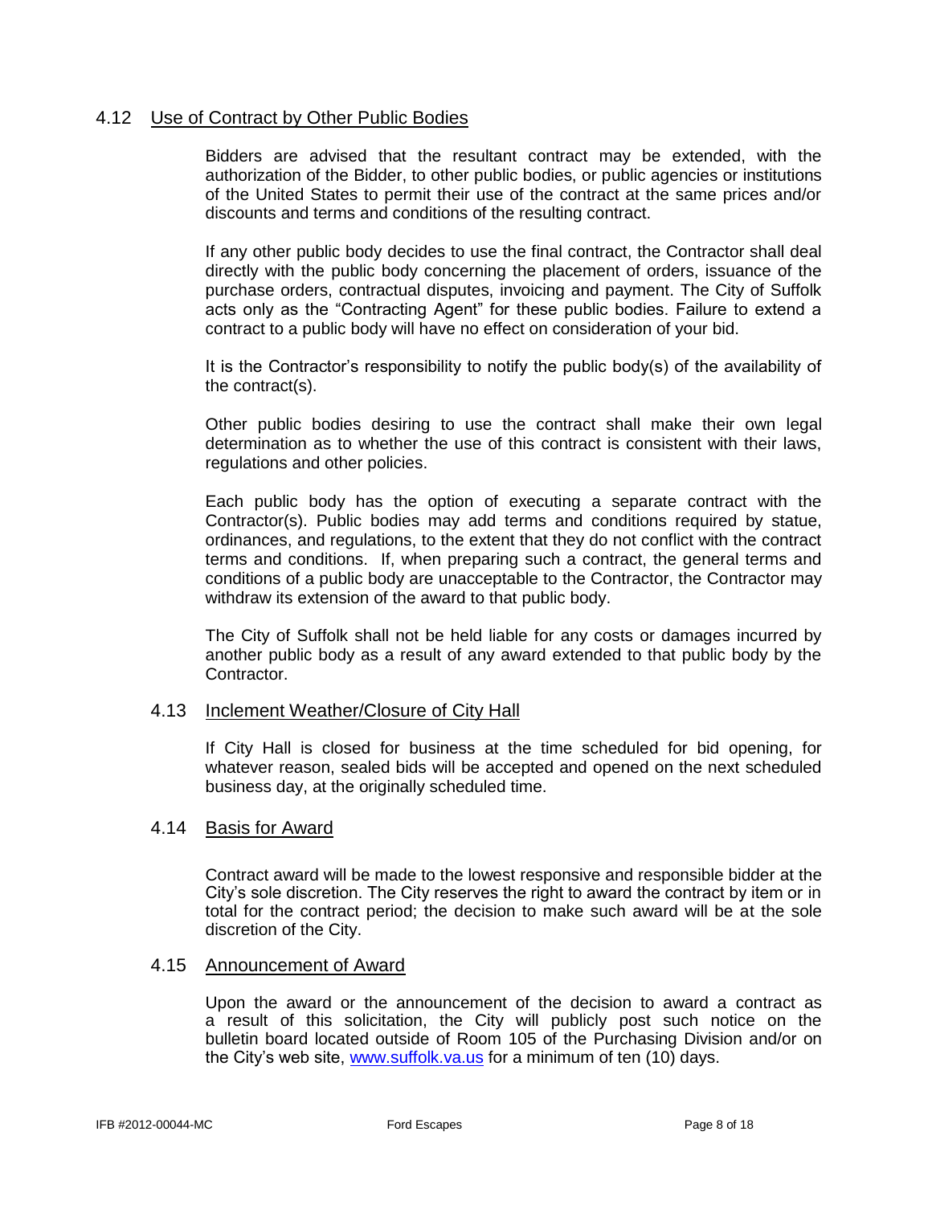## 4.12 Use of Contract by Other Public Bodies

Bidders are advised that the resultant contract may be extended, with the authorization of the Bidder, to other public bodies, or public agencies or institutions of the United States to permit their use of the contract at the same prices and/or discounts and terms and conditions of the resulting contract.

If any other public body decides to use the final contract, the Contractor shall deal directly with the public body concerning the placement of orders, issuance of the purchase orders, contractual disputes, invoicing and payment. The City of Suffolk acts only as the "Contracting Agent" for these public bodies. Failure to extend a contract to a public body will have no effect on consideration of your bid.

It is the Contractor's responsibility to notify the public body(s) of the availability of the contract(s).

Other public bodies desiring to use the contract shall make their own legal determination as to whether the use of this contract is consistent with their laws, regulations and other policies.

Each public body has the option of executing a separate contract with the Contractor(s). Public bodies may add terms and conditions required by statue, ordinances, and regulations, to the extent that they do not conflict with the contract terms and conditions. If, when preparing such a contract, the general terms and conditions of a public body are unacceptable to the Contractor, the Contractor may withdraw its extension of the award to that public body.

The City of Suffolk shall not be held liable for any costs or damages incurred by another public body as a result of any award extended to that public body by the Contractor.

## 4.13 Inclement Weather/Closure of City Hall

If City Hall is closed for business at the time scheduled for bid opening, for whatever reason, sealed bids will be accepted and opened on the next scheduled business day, at the originally scheduled time.

## 4.14 Basis for Award

Contract award will be made to the lowest responsive and responsible bidder at the City's sole discretion. The City reserves the right to award the contract by item or in total for the contract period; the decision to make such award will be at the sole discretion of the City.

## 4.15 Announcement of Award

Upon the award or the announcement of the decision to award a contract as a result of this solicitation, the City will publicly post such notice on the bulletin board located outside of Room 105 of the Purchasing Division and/or on the City's web site, [www.suffolk.va.us](http://www.suffolk.va.us) for a minimum of ten (10) days.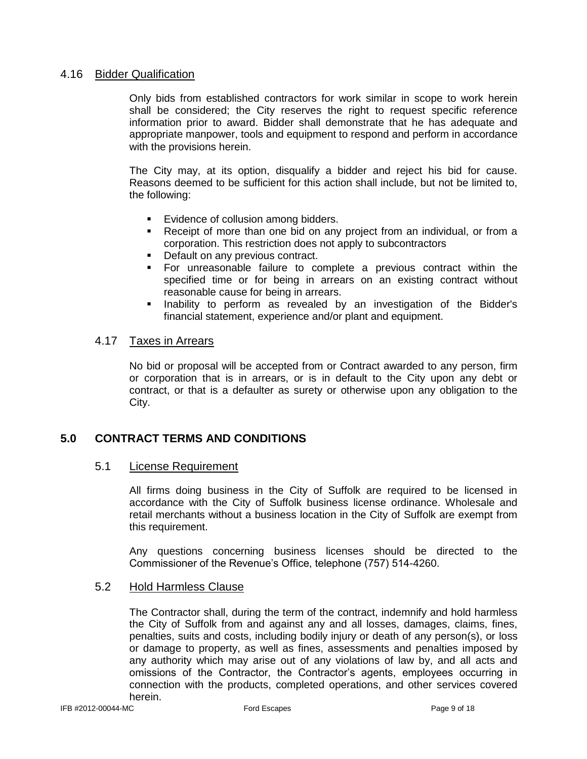### 4.16 Bidder Qualification

Only bids from established contractors for work similar in scope to work herein shall be considered; the City reserves the right to request specific reference information prior to award. Bidder shall demonstrate that he has adequate and appropriate manpower, tools and equipment to respond and perform in accordance with the provisions herein.

The City may, at its option, disqualify a bidder and reject his bid for cause. Reasons deemed to be sufficient for this action shall include, but not be limited to, the following:

- Evidence of collusion among bidders.
- Receipt of more than one bid on any project from an individual, or from a corporation. This restriction does not apply to subcontractors
- Default on any previous contract.
- For unreasonable failure to complete a previous contract within the specified time or for being in arrears on an existing contract without reasonable cause for being in arrears.
- Inability to perform as revealed by an investigation of the Bidder's financial statement, experience and/or plant and equipment.

### 4.17 Taxes in Arrears

No bid or proposal will be accepted from or Contract awarded to any person, firm or corporation that is in arrears, or is in default to the City upon any debt or contract, or that is a defaulter as surety or otherwise upon any obligation to the City.

## 5.0 CONTRACT TERMS AND CONDITIONS

### 5.1 License Requirement

All firms doing business in the City of Suffolk are required to be licensed in accordance with the City of Suffolk business license ordinance. Wholesale and retail merchants without a business location in the City of Suffolk are exempt from this requirement.

Any questions concerning business licenses should be directed to the Commissioner of the Revenue's Office, telephone (757) 514-4260.

### 5.2 Hold Harmless Clause

The Contractor shall, during the term of the contract, indemnify and hold harmless the City of Suffolk from and against any and all losses, damages, claims, fines, penalties, suits and costs, including bodily injury or death of any person(s), or loss or damage to property, as well as fines, assessments and penalties imposed by any authority which may arise out of any violations of law by, and all acts and omissions of the Contractor, the Contractor's agents, employees occurring in connection with the products, completed operations, and other services covered herein.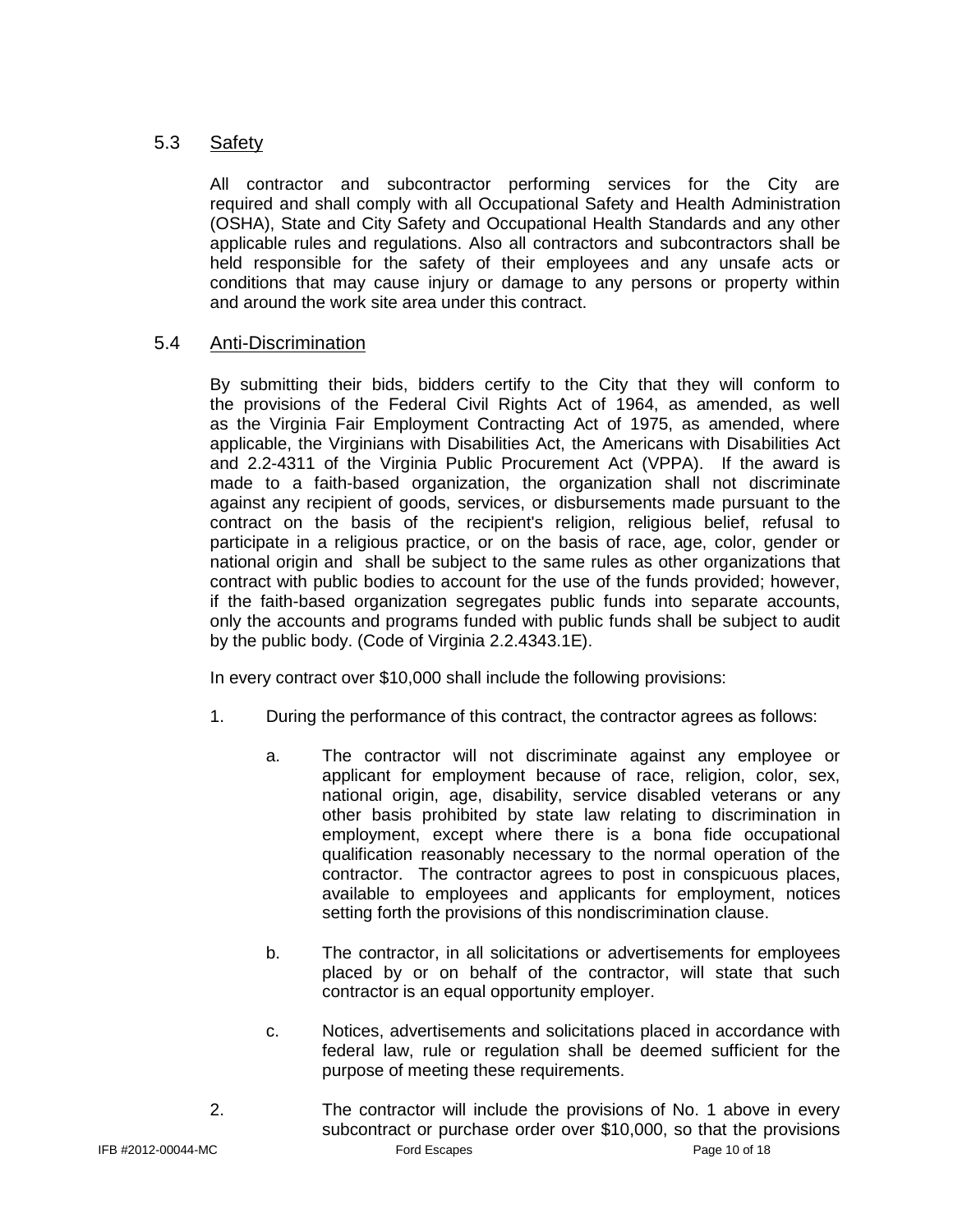### 5.3 Safety

All contractor and subcontractor performing services for the City are required and shall comply with all Occupational Safety and Health Administration (OSHA), State and City Safety and Occupational Health Standards and any other applicable rules and regulations. Also all contractors and subcontractors shall be held responsible for the safety of their employees and any unsafe acts or conditions that may cause injury or damage to any persons or property within and around the work site area under this contract.

### 5.4 Anti-Discrimination

By submitting their bids, bidders certify to the City that they will conform to the provisions of the Federal Civil Rights Act of 1964, as amended, as well as the Virginia Fair Employment Contracting Act of 1975, as amended, where applicable, the Virginians with Disabilities Act, the Americans with Disabilities Act and 2.2-4311 of the Virginia Public Procurement Act (VPPA). If the award is made to a faith-based organization, the organization shall not discriminate against any recipient of goods, services, or disbursements made pursuant to the contract on the basis of the recipient's religion, religious belief, refusal to participate in a religious practice, or on the basis of race, age, color, gender or national origin and shall be subject to the same rules as other organizations that contract with public bodies to account for the use of the funds provided; however, if the faith-based organization segregates public funds into separate accounts, only the accounts and programs funded with public funds shall be subject to audit by the public body. (Code of Virginia 2.2.4343.1E).

In every contract over $10,000 shall include the following provisions:

1. During the performance of this contract, the contractor agrees as follows:

   a. The contractor will not discriminate against any employee or applicant for employment because of race, religion, color, sex, national origin, age, disability, service disabled veterans or any other basis prohibited by state law relating to discrimination in employment, except where there is a bona fide occupational qualification reasonably necessary to the normal operation of the contractor. The contractor agrees to post in conspicuous places, available to employees and applicants for employment, notices setting forth the provisions of this nondiscrimination clause.

   b. The contractor, in all solicitations or advertisements for employees placed by or on behalf of the contractor, will state that such contractor is an equal opportunity employer.

   c. Notices, advertisements and solicitations placed in accordance with federal law, rule or regulation shall be deemed sufficient for the purpose of meeting these requirements.

2. The contractor will include the provisions of No. 1 above in every subcontract or purchase order over $10,000, so that the provisions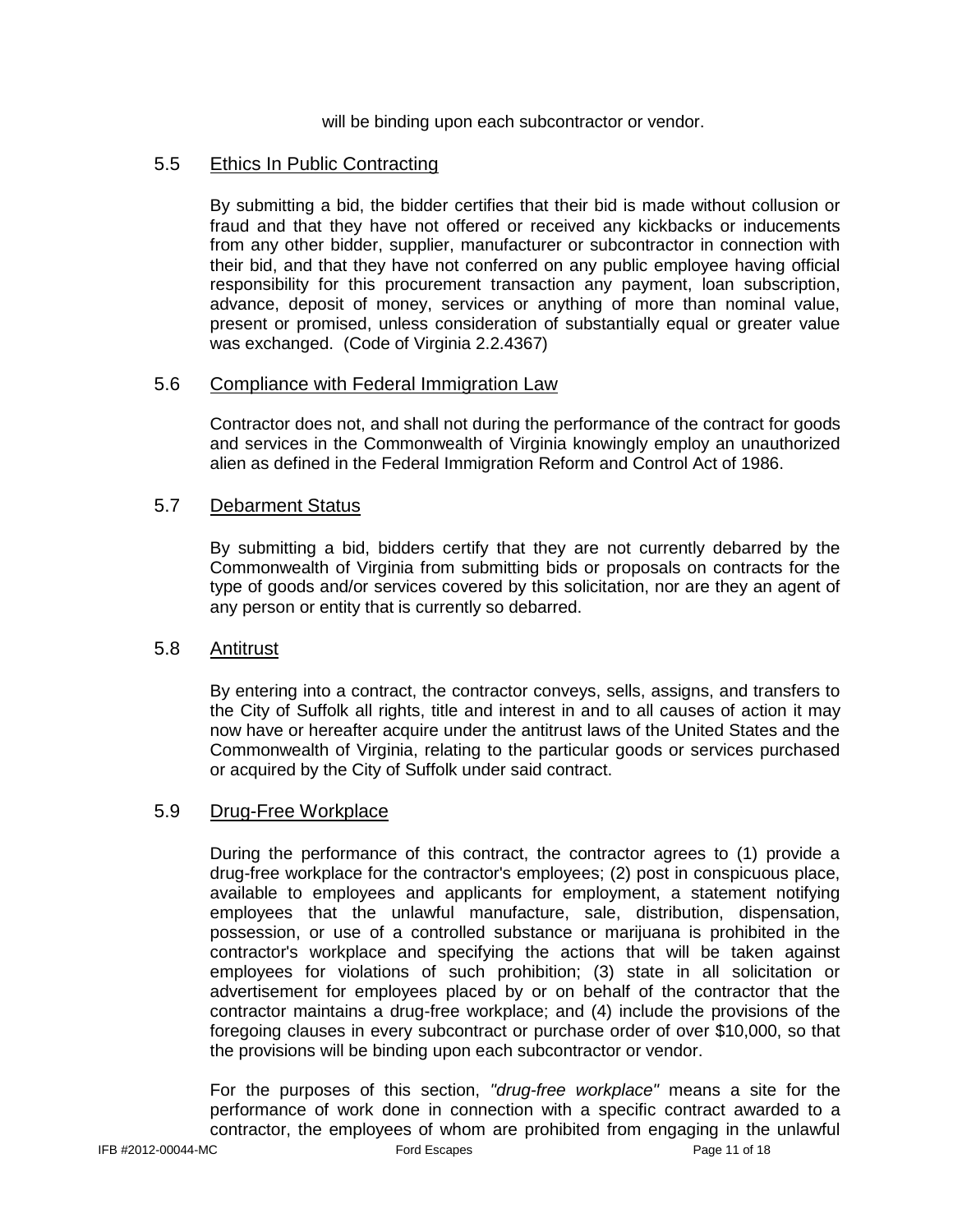will be binding upon each subcontractor or vendor.

## 5.5 Ethics In Public Contracting

By submitting a bid, the bidder certifies that their bid is made without collusion or fraud and that they have not offered or received any kickbacks or inducements from any other bidder, supplier, manufacturer or subcontractor in connection with their bid, and that they have not conferred on any public employee having official responsibility for this procurement transaction any payment, loan subscription, advance, deposit of money, services or anything of more than nominal value, present or promised, unless consideration of substantially equal or greater value was exchanged. (Code of Virginia 2.2.4367)

## 5.6 Compliance with Federal Immigration Law

Contractor does not, and shall not during the performance of the contract for goods and services in the Commonwealth of Virginia knowingly employ an unauthorized alien as defined in the Federal Immigration Reform and Control Act of 1986.

## 5.7 Debarment Status

By submitting a bid, bidders certify that they are not currently debarred by the Commonwealth of Virginia from submitting bids or proposals on contracts for the type of goods and/or services covered by this solicitation, nor are they an agent of any person or entity that is currently so debarred.

## 5.8 Antitrust

By entering into a contract, the contractor conveys, sells, assigns, and transfers to the City of Suffolk all rights, title and interest in and to all causes of action it may now have or hereafter acquire under the antitrust laws of the United States and the Commonwealth of Virginia, relating to the particular goods or services purchased or acquired by the City of Suffolk under said contract.

## 5.9 Drug-Free Workplace

During the performance of this contract, the contractor agrees to (1) provide a drug-free workplace for the contractor's employees; (2) post in conspicuous place, available to employees and applicants for employment, a statement notifying employees that the unlawful manufacture, sale, distribution, dispensation, possession, or use of a controlled substance or marijuana is prohibited in the contractor's workplace and specifying the actions that will be taken against employees for violations of such prohibition; (3) state in all solicitation or advertisement for employees placed by or on behalf of the contractor that the contractor maintains a drug-free workplace; and (4) include the provisions of the foregoing clauses in every subcontract or purchase order of over $10,000, so that the provisions will be binding upon each subcontractor or vendor.

For the purposes of this section, *"drug-free workplace"* means a site for the performance of work done in connection with a specific contract awarded to a contractor, the employees of whom are prohibited from engaging in the unlawful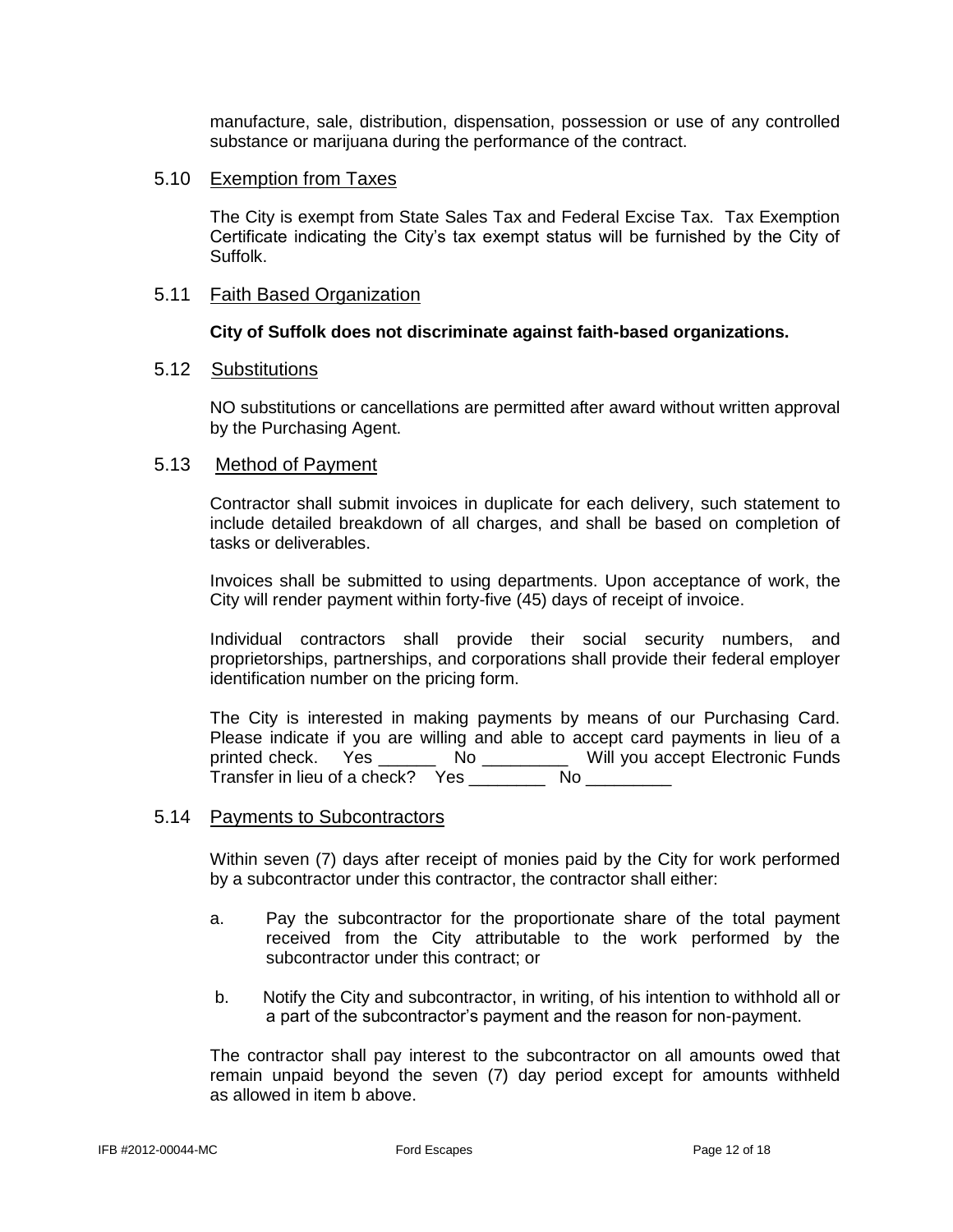manufacture, sale, distribution, dispensation, possession or use of any controlled substance or marijuana during the performance of the contract.

### 5.10 Exemption from Taxes

The City is exempt from State Sales Tax and Federal Excise Tax. Tax Exemption Certificate indicating the City's tax exempt status will be furnished by the City of Suffolk.

### 5.11 Faith Based Organization

**City of Suffolk does not discriminate against faith-based organizations.**

### 5.12 Substitutions

NO substitutions or cancellations are permitted after award without written approval by the Purchasing Agent.

### 5.13 Method of Payment

Contractor shall submit invoices in duplicate for each delivery, such statement to include detailed breakdown of all charges, and shall be based on completion of tasks or deliverables.

Invoices shall be submitted to using departments. Upon acceptance of work, the City will render payment within forty-five (45) days of receipt of invoice.

Individual contractors shall provide their social security numbers, and proprietorships, partnerships, and corporations shall provide their federal employer identification number on the pricing form.

The City is interested in making payments by means of our Purchasing Card. Please indicate if you are willing and able to accept card payments in lieu of a printed check. Yes ______ No _________ Will you accept Electronic Funds Transfer in lieu of a check? Yes ________ No _________

### 5.14 Payments to Subcontractors

Within seven (7) days after receipt of monies paid by the City for work performed by a subcontractor under this contractor, the contractor shall either:

a. Pay the subcontractor for the proportionate share of the total payment received from the City attributable to the work performed by the subcontractor under this contract; or

b. Notify the City and subcontractor, in writing, of his intention to withhold all or a part of the subcontractor's payment and the reason for non-payment.

The contractor shall pay interest to the subcontractor on all amounts owed that remain unpaid beyond the seven (7) day period except for amounts withheld as allowed in item b above.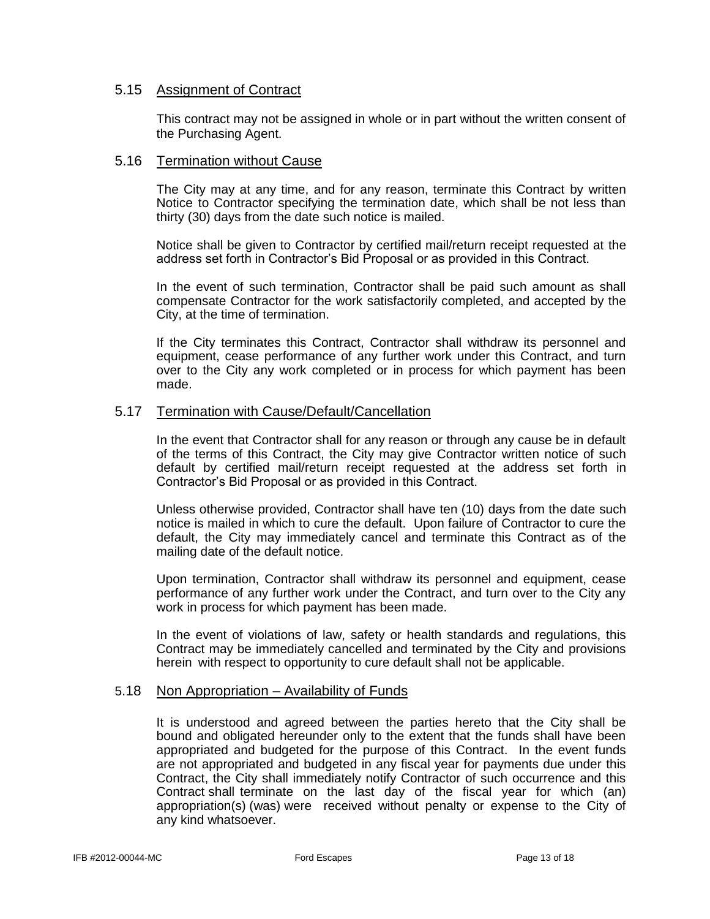## 5.15 Assignment of Contract

This contract may not be assigned in whole or in part without the written consent of the Purchasing Agent.

## 5.16 Termination without Cause

The City may at any time, and for any reason, terminate this Contract by written Notice to Contractor specifying the termination date, which shall be not less than thirty (30) days from the date such notice is mailed.

Notice shall be given to Contractor by certified mail/return receipt requested at the address set forth in Contractor's Bid Proposal or as provided in this Contract.

In the event of such termination, Contractor shall be paid such amount as shall compensate Contractor for the work satisfactorily completed, and accepted by the City, at the time of termination.

If the City terminates this Contract, Contractor shall withdraw its personnel and equipment, cease performance of any further work under this Contract, and turn over to the City any work completed or in process for which payment has been made.

## 5.17 Termination with Cause/Default/Cancellation

In the event that Contractor shall for any reason or through any cause be in default of the terms of this Contract, the City may give Contractor written notice of such default by certified mail/return receipt requested at the address set forth in Contractor's Bid Proposal or as provided in this Contract.

Unless otherwise provided, Contractor shall have ten (10) days from the date such notice is mailed in which to cure the default. Upon failure of Contractor to cure the default, the City may immediately cancel and terminate this Contract as of the mailing date of the default notice.

Upon termination, Contractor shall withdraw its personnel and equipment, cease performance of any further work under the Contract, and turn over to the City any work in process for which payment has been made.

In the event of violations of law, safety or health standards and regulations, this Contract may be immediately cancelled and terminated by the City and provisions herein with respect to opportunity to cure default shall not be applicable.

## 5.18 Non Appropriation – Availability of Funds

It is understood and agreed between the parties hereto that the City shall be bound and obligated hereunder only to the extent that the funds shall have been appropriated and budgeted for the purpose of this Contract. In the event funds are not appropriated and budgeted in any fiscal year for payments due under this Contract, the City shall immediately notify Contractor of such occurrence and this Contract shall terminate on the last day of the fiscal year for which (an) appropriation(s) (was) were received without penalty or expense to the City of any kind whatsoever.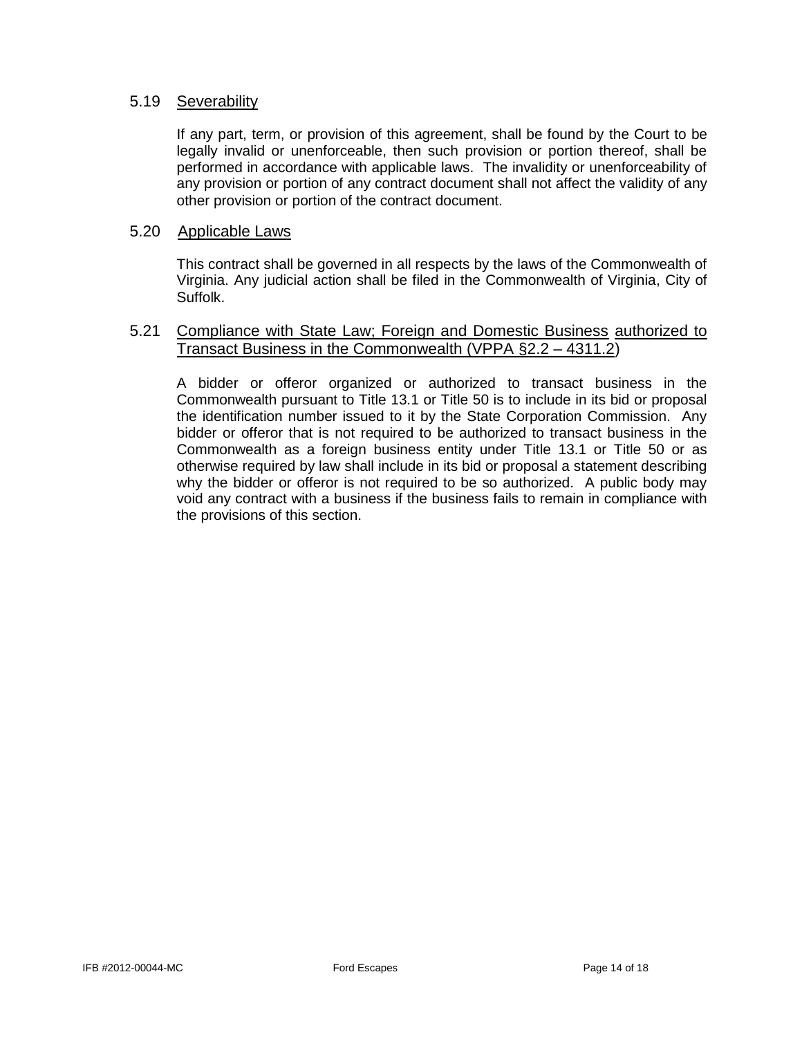### 5.19 Severability

If any part, term, or provision of this agreement, shall be found by the Court to be legally invalid or unenforceable, then such provision or portion thereof, shall be performed in accordance with applicable laws. The invalidity or unenforceability of any provision or portion of any contract document shall not affect the validity of any other provision or portion of the contract document.

### 5.20 Applicable Laws

This contract shall be governed in all respects by the laws of the Commonwealth of Virginia. Any judicial action shall be filed in the Commonwealth of Virginia, City of Suffolk.

### 5.21 Compliance with State Law; Foreign and Domestic Business authorized to Transact Business in the Commonwealth (VPPA §2.2 – 4311.2)

A bidder or offeror organized or authorized to transact business in the Commonwealth pursuant to Title 13.1 or Title 50 is to include in its bid or proposal the identification number issued to it by the State Corporation Commission. Any bidder or offeror that is not required to be authorized to transact business in the Commonwealth as a foreign business entity under Title 13.1 or Title 50 or as otherwise required by law shall include in its bid or proposal a statement describing why the bidder or offeror is not required to be so authorized. A public body may void any contract with a business if the business fails to remain in compliance with the provisions of this section.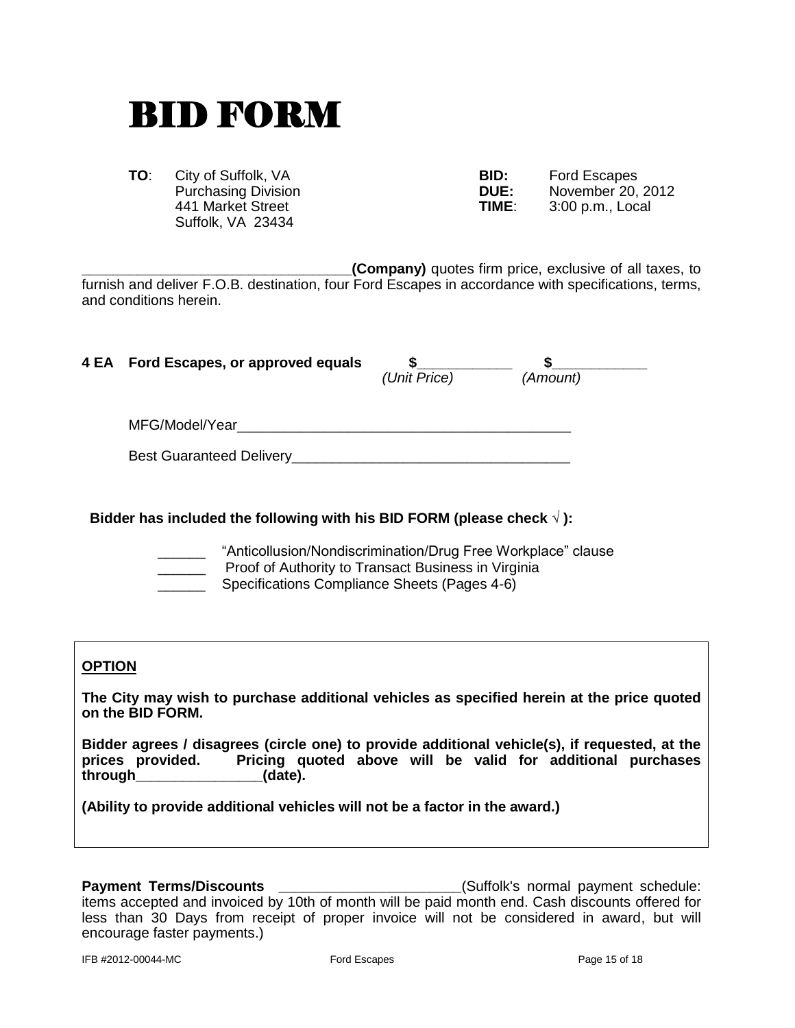# BID FORM

**TO**: City of Suffolk, VA
Purchasing Division
441 Market Street
Suffolk, VA 23434

**BID:** Ford Escapes
**DUE:** November 20, 2012
**TIME**: 3:00 p.m., Local

__________________________________**(Company)** quotes firm price, exclusive of all taxes, to furnish and deliver F.O.B. destination, four Ford Escapes in accordance with specifications, terms, and conditions herein.

**4 EA Ford Escapes, or approved equals** $____________ *(Unit Price)* $____________ *(Amount)*

MFG/Model/Year____________________________________________

Best Guaranteed Delivery____________________________________

**Bidder has included the following with his BID FORM (please check √ ):**

______ "Anticollusion/Nondiscrimination/Drug Free Workplace" clause
______ Proof of Authority to Transact Business in Virginia
______ Specifications Compliance Sheets (Pages 4-6)

**OPTION**

**The City may wish to purchase additional vehicles as specified herein at the price quoted on the BID FORM.**

**Bidder agrees / disagrees (circle one) to provide additional vehicle(s), if requested, at the prices provided. Pricing quoted above will be valid for additional purchases through________________(date).**

**(Ability to provide additional vehicles will not be a factor in the award.)**

**Payment Terms/Discounts** _______________________(Suffolk's normal payment schedule: items accepted and invoiced by 10th of month will be paid month end. Cash discounts offered for less than 30 Days from receipt of proper invoice will not be considered in award, but will encourage faster payments.)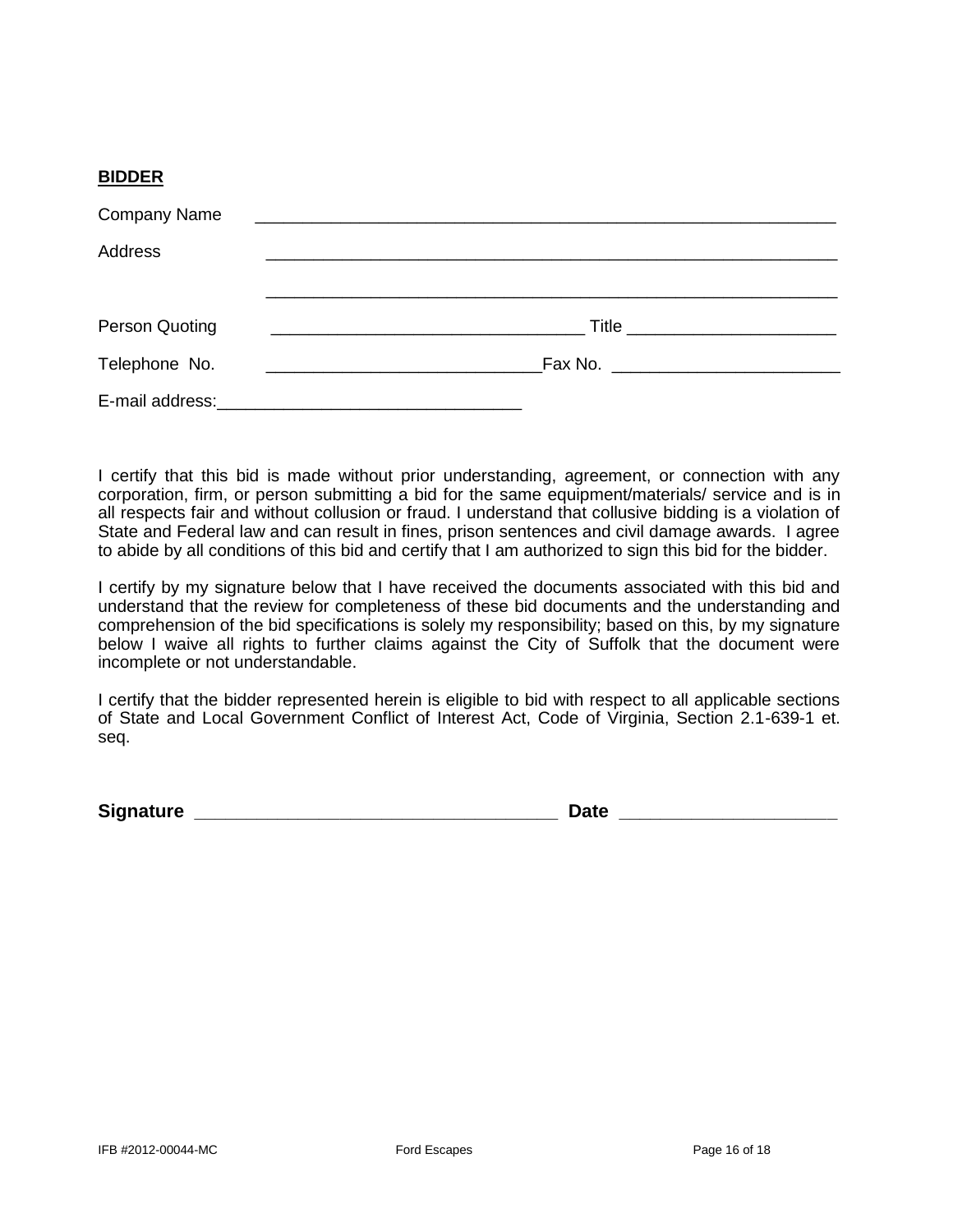**BIDDER**

Company Name \_\_\_\_\_\_\_\_\_\_\_\_\_\_\_\_\_\_\_\_\_\_\_\_\_\_\_\_\_\_\_\_\_\_\_\_\_\_\_\_\_\_\_\_\_\_\_\_\_\_\_\_\_\_\_\_\_\_\_\_\_\_

Address \_\_\_\_\_\_\_\_\_\_\_\_\_\_\_\_\_\_\_\_\_\_\_\_\_\_\_\_\_\_\_\_\_\_\_\_\_\_\_\_\_\_\_\_\_\_\_\_\_\_\_\_\_\_\_\_\_\_\_\_\_\_

\_\_\_\_\_\_\_\_\_\_\_\_\_\_\_\_\_\_\_\_\_\_\_\_\_\_\_\_\_\_\_\_\_\_\_\_\_\_\_\_\_\_\_\_\_\_\_\_\_\_\_\_\_\_\_\_\_\_\_\_\_\_

Person Quoting \_\_\_\_\_\_\_\_\_\_\_\_\_\_\_\_\_\_\_\_\_\_\_\_\_\_\_\_\_\_\_\_\_\_ Title \_\_\_\_\_\_\_\_\_\_\_\_\_\_\_\_\_\_\_\_\_\_

Telephone No. \_\_\_\_\_\_\_\_\_\_\_\_\_\_\_\_\_\_\_\_\_\_\_\_\_\_\_\_\_\_Fax No. \_\_\_\_\_\_\_\_\_\_\_\_\_\_\_\_\_\_\_\_\_\_\_\_

E-mail address:\_\_\_\_\_\_\_\_\_\_\_\_\_\_\_\_\_\_\_\_\_\_\_\_\_\_\_\_\_\_\_\_

I certify that this bid is made without prior understanding, agreement, or connection with any corporation, firm, or person submitting a bid for the same equipment/materials/ service and is in all respects fair and without collusion or fraud. I understand that collusive bidding is a violation of State and Federal law and can result in fines, prison sentences and civil damage awards. I agree to abide by all conditions of this bid and certify that I am authorized to sign this bid for the bidder.

I certify by my signature below that I have received the documents associated with this bid and understand that the review for completeness of these bid documents and the understanding and comprehension of the bid specifications is solely my responsibility; based on this, by my signature below I waive all rights to further claims against the City of Suffolk that the document were incomplete or not understandable.

I certify that the bidder represented herein is eligible to bid with respect to all applicable sections of State and Local Government Conflict of Interest Act, Code of Virginia, Section 2.1-639-1 et. seq.

**Signature \_\_\_\_\_\_\_\_\_\_\_\_\_\_\_\_\_\_\_\_\_\_\_\_\_\_\_\_\_\_\_\_\_\_\_\_ Date \_\_\_\_\_\_\_\_\_\_\_\_\_\_\_\_\_\_\_\_\_**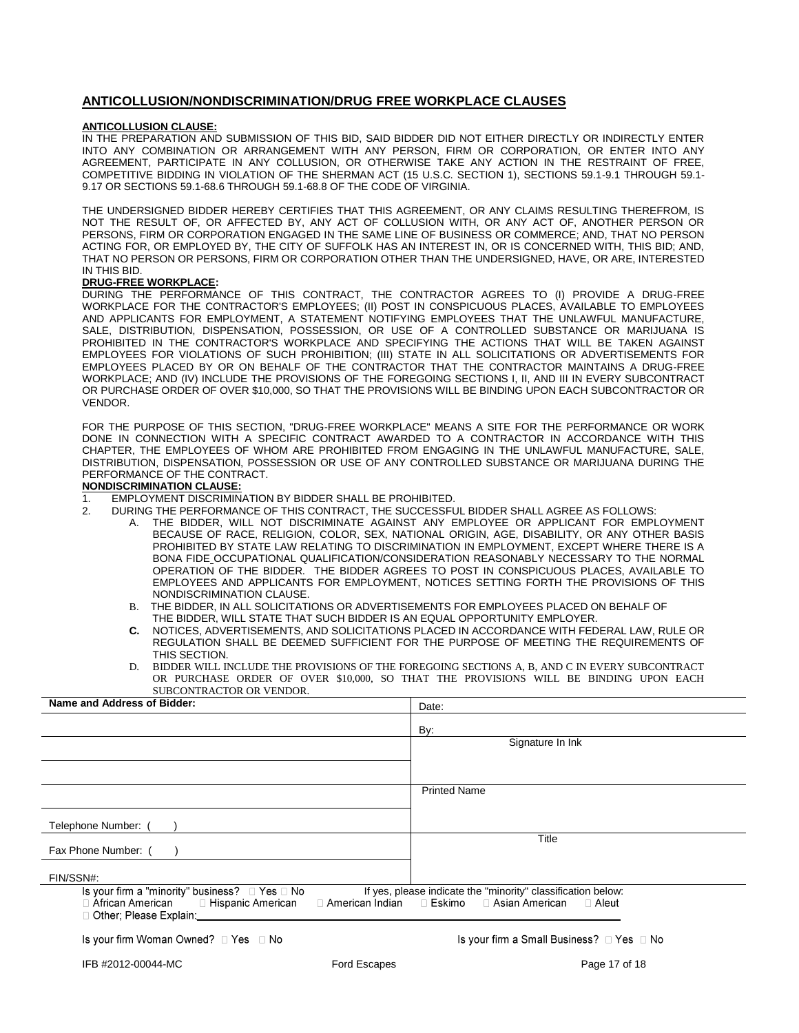## ANTICOLLUSION/NONDISCRIMINATION/DRUG FREE WORKPLACE CLAUSES

**ANTICOLLUSION CLAUSE:**

IN THE PREPARATION AND SUBMISSION OF THIS BID, SAID BIDDER DID NOT EITHER DIRECTLY OR INDIRECTLY ENTER INTO ANY COMBINATION OR ARRANGEMENT WITH ANY PERSON, FIRM OR CORPORATION, OR ENTER INTO ANY AGREEMENT, PARTICIPATE IN ANY COLLUSION, OR OTHERWISE TAKE ANY ACTION IN THE RESTRAINT OF FREE, COMPETITIVE BIDDING IN VIOLATION OF THE SHERMAN ACT (15 U.S.C. SECTION 1), SECTIONS 59.1-9.1 THROUGH 59.1-9.17 OR SECTIONS 59.1-68.6 THROUGH 59.1-68.8 OF THE CODE OF VIRGINIA.

THE UNDERSIGNED BIDDER HEREBY CERTIFIES THAT THIS AGREEMENT, OR ANY CLAIMS RESULTING THEREFROM, IS NOT THE RESULT OF, OR AFFECTED BY, ANY ACT OF COLLUSION WITH, OR ANY ACT OF, ANOTHER PERSON OR PERSONS, FIRM OR CORPORATION ENGAGED IN THE SAME LINE OF BUSINESS OR COMMERCE; AND, THAT NO PERSON ACTING FOR, OR EMPLOYED BY, THE CITY OF SUFFOLK HAS AN INTEREST IN, OR IS CONCERNED WITH, THIS BID; AND, THAT NO PERSON OR PERSONS, FIRM OR CORPORATION OTHER THAN THE UNDERSIGNED, HAVE, OR ARE, INTERESTED IN THIS BID.

**DRUG-FREE WORKPLACE:**

DURING THE PERFORMANCE OF THIS CONTRACT, THE CONTRACTOR AGREES TO (I) PROVIDE A DRUG-FREE WORKPLACE FOR THE CONTRACTOR'S EMPLOYEES; (II) POST IN CONSPICUOUS PLACES, AVAILABLE TO EMPLOYEES AND APPLICANTS FOR EMPLOYMENT, A STATEMENT NOTIFYING EMPLOYEES THAT THE UNLAWFUL MANUFACTURE, SALE, DISTRIBUTION, DISPENSATION, POSSESSION, OR USE OF A CONTROLLED SUBSTANCE OR MARIJUANA IS PROHIBITED IN THE CONTRACTOR'S WORKPLACE AND SPECIFYING THE ACTIONS THAT WILL BE TAKEN AGAINST EMPLOYEES FOR VIOLATIONS OF SUCH PROHIBITION; (III) STATE IN ALL SOLICITATIONS OR ADVERTISEMENTS FOR EMPLOYEES PLACED BY OR ON BEHALF OF THE CONTRACTOR THAT THE CONTRACTOR MAINTAINS A DRUG-FREE WORKPLACE; AND (IV) INCLUDE THE PROVISIONS OF THE FOREGOING SECTIONS I, II, AND III IN EVERY SUBCONTRACT OR PURCHASE ORDER OF OVER $10,000, SO THAT THE PROVISIONS WILL BE BINDING UPON EACH SUBCONTRACTOR OR VENDOR.

FOR THE PURPOSE OF THIS SECTION, "DRUG-FREE WORKPLACE" MEANS A SITE FOR THE PERFORMANCE OR WORK DONE IN CONNECTION WITH A SPECIFIC CONTRACT AWARDED TO A CONTRACTOR IN ACCORDANCE WITH THIS CHAPTER, THE EMPLOYEES OF WHOM ARE PROHIBITED FROM ENGAGING IN THE UNLAWFUL MANUFACTURE, SALE, DISTRIBUTION, DISPENSATION, POSSESSION OR USE OF ANY CONTROLLED SUBSTANCE OR MARIJUANA DURING THE PERFORMANCE OF THE CONTRACT.

**NONDISCRIMINATION CLAUSE:**

1. EMPLOYMENT DISCRIMINATION BY BIDDER SHALL BE PROHIBITED.
2. DURING THE PERFORMANCE OF THIS CONTRACT, THE SUCCESSFUL BIDDER SHALL AGREE AS FOLLOWS:
   A. THE BIDDER, WILL NOT DISCRIMINATE AGAINST ANY EMPLOYEE OR APPLICANT FOR EMPLOYMENT BECAUSE OF RACE, RELIGION, COLOR, SEX, NATIONAL ORIGIN, AGE, DISABILITY, OR ANY OTHER BASIS PROHIBITED BY STATE LAW RELATING TO DISCRIMINATION IN EMPLOYMENT, EXCEPT WHERE THERE IS A BONA FIDE OCCUPATIONAL QUALIFICATION/CONSIDERATION REASONABLY NECESSARY TO THE NORMAL OPERATION OF THE BIDDER. THE BIDDER AGREES TO POST IN CONSPICUOUS PLACES, AVAILABLE TO EMPLOYEES AND APPLICANTS FOR EMPLOYMENT, NOTICES SETTING FORTH THE PROVISIONS OF THIS NONDISCRIMINATION CLAUSE.

   B. THE BIDDER, IN ALL SOLICITATIONS OR ADVERTISEMENTS FOR EMPLOYEES PLACED ON BEHALF OF THE BIDDER, WILL STATE THAT SUCH BIDDER IS AN EQUAL OPPORTUNITY EMPLOYER.

   **C.** NOTICES, ADVERTISEMENTS, AND SOLICITATIONS PLACED IN ACCORDANCE WITH FEDERAL LAW, RULE OR REGULATION SHALL BE DEEMED SUFFICIENT FOR THE PURPOSE OF MEETING THE REQUIREMENTS OF THIS SECTION.

   D. BIDDER WILL INCLUDE THE PROVISIONS OF THE FOREGOING SECTIONS A, B, AND C IN EVERY SUBCONTRACT OR PURCHASE ORDER OF OVER $10,000, SO THAT THE PROVISIONS WILL BE BINDING UPON EACH SUBCONTRACTOR OR VENDOR.

| **Name and Address of Bidder:** | Date: |
|---|---|
| | By: |
| | Signature In Ink |
| | |
| | Printed Name |
| Telephone Number: (    ) | |
| Fax Phone Number: (    ) | Title |
| FIN/SSN#: | |

Is your firm a "minority" business? ☐ Yes ☐ No  If yes, please indicate the "minority" classification below:

☐ African American ☐ Hispanic American ☐ American Indian ☐ Eskimo ☐ Asian American ☐ Aleut

☐ Other; Please Explain:\_\_\_\_\_\_\_\_\_\_\_\_\_\_\_\_\_\_\_\_

Is your firm Woman Owned? ☐ Yes ☐ No

Is your firm a Small Business? ☐ Yes ☐ No

IFB #2012-00044-MC  Ford Escapes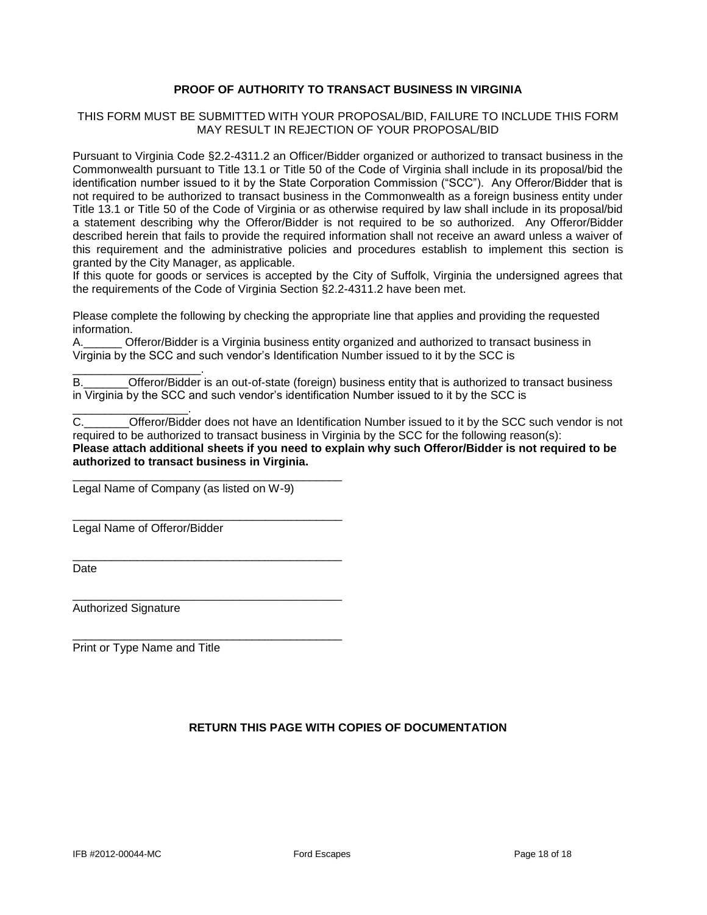**PROOF OF AUTHORITY TO TRANSACT BUSINESS IN VIRGINIA**

THIS FORM MUST BE SUBMITTED WITH YOUR PROPOSAL/BID, FAILURE TO INCLUDE THIS FORM MAY RESULT IN REJECTION OF YOUR PROPOSAL/BID

Pursuant to Virginia Code §2.2-4311.2 an Officer/Bidder organized or authorized to transact business in the Commonwealth pursuant to Title 13.1 or Title 50 of the Code of Virginia shall include in its proposal/bid the identification number issued to it by the State Corporation Commission ("SCC"). Any Offeror/Bidder that is not required to be authorized to transact business in the Commonwealth as a foreign business entity under Title 13.1 or Title 50 of the Code of Virginia or as otherwise required by law shall include in its proposal/bid a statement describing why the Offeror/Bidder is not required to be so authorized. Any Offeror/Bidder described herein that fails to provide the required information shall not receive an award unless a waiver of this requirement and the administrative policies and procedures establish to implement this section is granted by the City Manager, as applicable.

If this quote for goods or services is accepted by the City of Suffolk, Virginia the undersigned agrees that the requirements of the Code of Virginia Section §2.2-4311.2 have been met.

Please complete the following by checking the appropriate line that applies and providing the requested information.

A.______ Offeror/Bidder is a Virginia business entity organized and authorized to transact business in Virginia by the SCC and such vendor's Identification Number issued to it by the SCC is ___________________.

B._______Offeror/Bidder is an out-of-state (foreign) business entity that is authorized to transact business in Virginia by the SCC and such vendor's identification Number issued to it by the SCC is _________________.

C._______Offeror/Bidder does not have an Identification Number issued to it by the SCC such vendor is not required to be authorized to transact business in Virginia by the SCC for the following reason(s):

**Please attach additional sheets if you need to explain why such Offeror/Bidder is not required to be authorized to transact business in Virginia.**

__________________________________________
Legal Name of Company (as listed on W-9)

__________________________________________
Legal Name of Offeror/Bidder

__________________________________________
Date

__________________________________________
Authorized Signature

__________________________________________
Print or Type Name and Title

**RETURN THIS PAGE WITH COPIES OF DOCUMENTATION**